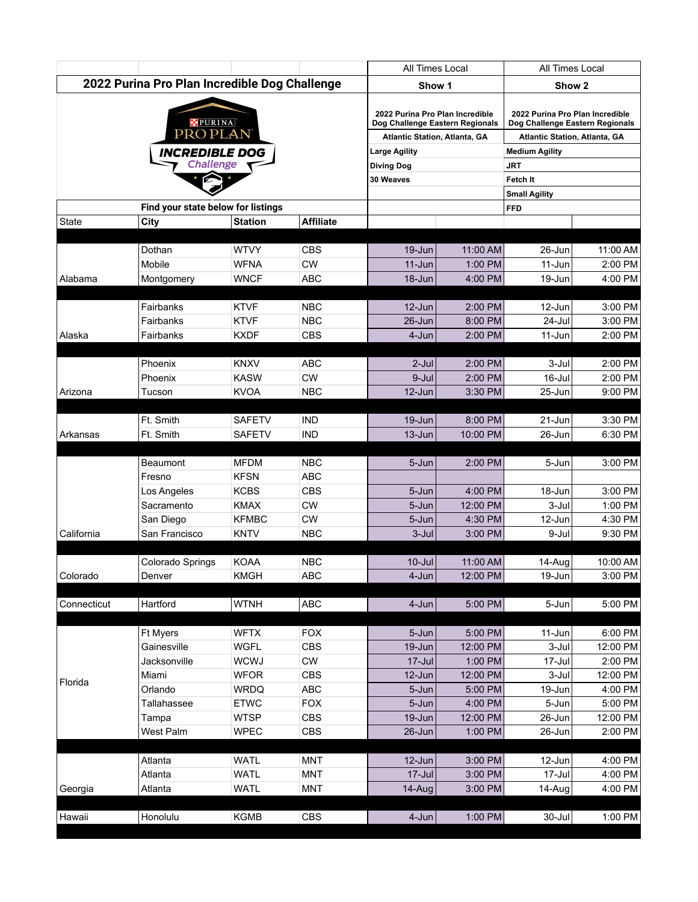# 2022 Purina Pro Plan Incredible Dog Challenge

| | | | | All Times Local | | All Times Local | |
|---|---|---|---|---|---|---|---|
| | | | | **Show 1** | | **Show 2** | |
| | | | | **2022 Purina Pro Plan Incredible Dog Challenge Eastern Regionals** | | **2022 Purina Pro Plan Incredible Dog Challenge Eastern Regionals** | |
| | | | | **Atlantic Station, Atlanta, GA** | | **Atlantic Station, Atlanta, GA** | |
| | | | | **Large Agility** | | **Medium Agility** | |
| | | | | **Diving Dog** | | **JRT** | |
| | | | | **30 Weaves** | | **Fetch It** | |
| | | | | | | **Small Agility** | |
| | **Find your state below for listings** | | | | | **FFD** | |
| State | **City** | **Station** | **Affiliate** | | | | |
| | Dothan | WTVY | CBS | 19-Jun | 11:00 AM | 26-Jun | 11:00 AM |
| | Mobile | WFNA | CW | 11-Jun | 1:00 PM | 11-Jun | 2:00 PM |
| Alabama | Montgomery | WNCF | ABC | 18-Jun | 4:00 PM | 19-Jun | 4:00 PM |
| | Fairbanks | KTVF | NBC | 12-Jun | 2:00 PM | 12-Jun | 3:00 PM |
| | Fairbanks | KTVF | NBC | 26-Jun | 8:00 PM | 24-Jul | 3:00 PM |
| Alaska | Fairbanks | KXDF | CBS | 4-Jun | 2:00 PM | 11-Jun | 2:00 PM |
| | Phoenix | KNXV | ABC | 2-Jul | 2:00 PM | 3-Jul | 2:00 PM |
| | Phoenix | KASW | CW | 9-Jul | 2:00 PM | 16-Jul | 2:00 PM |
| Arizona | Tucson | KVOA | NBC | 12-Jun | 3:30 PM | 25-Jun | 9:00 PM |
| | Ft. Smith | SAFETV | IND | 19-Jun | 8:00 PM | 21-Jun | 3:30 PM |
| Arkansas | Ft. Smith | SAFETV | IND | 13-Jun | 10:00 PM | 26-Jun | 6:30 PM |
| | Beaumont | MFDM | NBC | 5-Jun | 2:00 PM | 5-Jun | 3:00 PM |
| | Fresno | KFSN | ABC | | | | |
| | Los Angeles | KCBS | CBS | 5-Jun | 4:00 PM | 18-Jun | 3:00 PM |
| | Sacramento | KMAX | CW | 5-Jun | 12:00 PM | 3-Jul | 1:00 PM |
| | San Diego | KFMBC | CW | 5-Jun | 4:30 PM | 12-Jun | 4:30 PM |
| California | San Francisco | KNTV | NBC | 3-Jul | 3:00 PM | 9-Jul | 9:30 PM |
| | Colorado Springs | KOAA | NBC | 10-Jul | 11:00 AM | 14-Aug | 10:00 AM |
| Colorado | Denver | KMGH | ABC | 4-Jun | 12:00 PM | 19-Jun | 3:00 PM |
| Connecticut | Hartford | WTNH | ABC | 4-Jun | 5:00 PM | 5-Jun | 5:00 PM |
| | Ft Myers | WFTX | FOX | 5-Jun | 5:00 PM | 11-Jun | 6:00 PM |
| | Gainesville | WGFL | CBS | 19-Jun | 12:00 PM | 3-Jul | 12:00 PM |
| | Jacksonville | WCWJ | CW | 17-Jul | 1:00 PM | 17-Jul | 2:00 PM |
| Florida | Miami | WFOR | CBS | 12-Jun | 12:00 PM | 3-Jul | 12:00 PM |
| | Orlando | WRDQ | ABC | 5-Jun | 5:00 PM | 19-Jun | 4:00 PM |
| | Tallahassee | ETWC | FOX | 5-Jun | 4:00 PM | 5-Jun | 5:00 PM |
| | Tampa | WTSP | CBS | 19-Jun | 12:00 PM | 26-Jun | 12:00 PM |
| | West Palm | WPEC | CBS | 26-Jun | 1:00 PM | 26-Jun | 2:00 PM |
| | Atlanta | WATL | MNT | 12-Jun | 3:00 PM | 12-Jun | 4:00 PM |
| | Atlanta | WATL | MNT | 17-Jul | 3:00 PM | 17-Jul | 4:00 PM |
| Georgia | Atlanta | WATL | MNT | 14-Aug | 3:00 PM | 14-Aug | 4:00 PM |
| Hawaii | Honolulu | KGMB | CBS | 4-Jun | 1:00 PM | 30-Jul | 1:00 PM |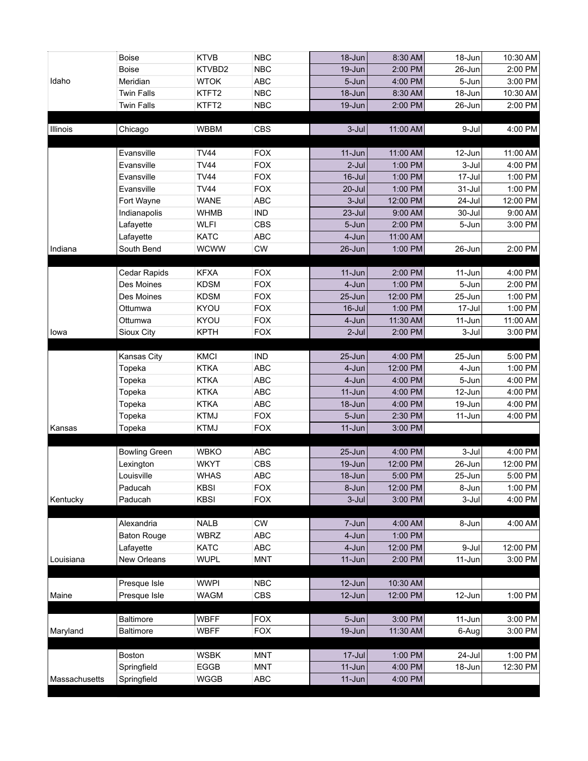| State | City | Station | Network | Start Date | Start Time | End Date | End Time |
|---|---|---|---|---|---|---|---|
| | Boise | KTVB | NBC | 18-Jun | 8:30 AM | 18-Jun | 10:30 AM |
| | Boise | KTVBD2 | NBC | 19-Jun | 2:00 PM | 26-Jun | 2:00 PM |
| Idaho | Meridian | WTOK | ABC | 5-Jun | 4:00 PM | 5-Jun | 3:00 PM |
| | Twin Falls | KTFT2 | NBC | 18-Jun | 8:30 AM | 18-Jun | 10:30 AM |
| | Twin Falls | KTFT2 | NBC | 19-Jun | 2:00 PM | 26-Jun | 2:00 PM |
| | | | | | | | |
| Illinois | Chicago | WBBM | CBS | 3-Jul | 11:00 AM | 9-Jul | 4:00 PM |
| | | | | | | | |
| | Evansville | TV44 | FOX | 11-Jun | 11:00 AM | 12-Jun | 11:00 AM |
| | Evansville | TV44 | FOX | 2-Jul | 1:00 PM | 3-Jul | 4:00 PM |
| | Evansville | TV44 | FOX | 16-Jul | 1:00 PM | 17-Jul | 1:00 PM |
| | Evansville | TV44 | FOX | 20-Jul | 1:00 PM | 31-Jul | 1:00 PM |
| | Fort Wayne | WANE | ABC | 3-Jul | 12:00 PM | 24-Jul | 12:00 PM |
| | Indianapolis | WHMB | IND | 23-Jul | 9:00 AM | 30-Jul | 9:00 AM |
| | Lafayette | WLFI | CBS | 5-Jun | 2:00 PM | 5-Jun | 3:00 PM |
| | Lafayette | KATC | ABC | 4-Jun | 11:00 AM | | |
| Indiana | South Bend | WCWW | CW | 26-Jun | 1:00 PM | 26-Jun | 2:00 PM |
| | | | | | | | |
| | Cedar Rapids | KFXA | FOX | 11-Jun | 2:00 PM | 11-Jun | 4:00 PM |
| | Des Moines | KDSM | FOX | 4-Jun | 1:00 PM | 5-Jun | 2:00 PM |
| | Des Moines | KDSM | FOX | 25-Jun | 12:00 PM | 25-Jun | 1:00 PM |
| | Ottumwa | KYOU | FOX | 16-Jul | 1:00 PM | 17-Jul | 1:00 PM |
| | Ottumwa | KYOU | FOX | 4-Jun | 11:30 AM | 11-Jun | 11:00 AM |
| Iowa | Sioux City | KPTH | FOX | 2-Jul | 2:00 PM | 3-Jul | 3:00 PM |
| | | | | | | | |
| | Kansas City | KMCI | IND | 25-Jun | 4:00 PM | 25-Jun | 5:00 PM |
| | Topeka | KTKA | ABC | 4-Jun | 12:00 PM | 4-Jun | 1:00 PM |
| | Topeka | KTKA | ABC | 4-Jun | 4:00 PM | 5-Jun | 4:00 PM |
| | Topeka | KTKA | ABC | 11-Jun | 4:00 PM | 12-Jun | 4:00 PM |
| | Topeka | KTKA | ABC | 18-Jun | 4:00 PM | 19-Jun | 4:00 PM |
| | Topeka | KTMJ | FOX | 5-Jun | 2:30 PM | 11-Jun | 4:00 PM |
| Kansas | Topeka | KTMJ | FOX | 11-Jun | 3:00 PM | | |
| | | | | | | | |
| | Bowling Green | WBKO | ABC | 25-Jun | 4:00 PM | 3-Jul | 4:00 PM |
| | Lexington | WKYT | CBS | 19-Jun | 12:00 PM | 26-Jun | 12:00 PM |
| | Louisville | WHAS | ABC | 18-Jun | 5:00 PM | 25-Jun | 5:00 PM |
| | Paducah | KBSI | FOX | 8-Jun | 12:00 PM | 8-Jun | 1:00 PM |
| Kentucky | Paducah | KBSI | FOX | 3-Jul | 3:00 PM | 3-Jul | 4:00 PM |
| | | | | | | | |
| | Alexandria | NALB | CW | 7-Jun | 4:00 AM | 8-Jun | 4:00 AM |
| | Baton Rouge | WBRZ | ABC | 4-Jun | 1:00 PM | | |
| | Lafayette | KATC | ABC | 4-Jun | 12:00 PM | 9-Jul | 12:00 PM |
| Louisiana | New Orleans | WUPL | MNT | 11-Jun | 2:00 PM | 11-Jun | 3:00 PM |
| | | | | | | | |
| | Presque Isle | WWPI | NBC | 12-Jun | 10:30 AM | | |
| Maine | Presque Isle | WAGM | CBS | 12-Jun | 12:00 PM | 12-Jun | 1:00 PM |
| | | | | | | | |
| | Baltimore | WBFF | FOX | 5-Jun | 3:00 PM | 11-Jun | 3:00 PM |
| Maryland | Baltimore | WBFF | FOX | 19-Jun | 11:30 AM | 6-Aug | 3:00 PM |
| | | | | | | | |
| | Boston | WSBK | MNT | 17-Jul | 1:00 PM | 24-Jul | 1:00 PM |
| | Springfield | EGGB | MNT | 11-Jun | 4:00 PM | 18-Jun | 12:30 PM |
| Massachusetts | Springfield | WGGB | ABC | 11-Jun | 4:00 PM | | |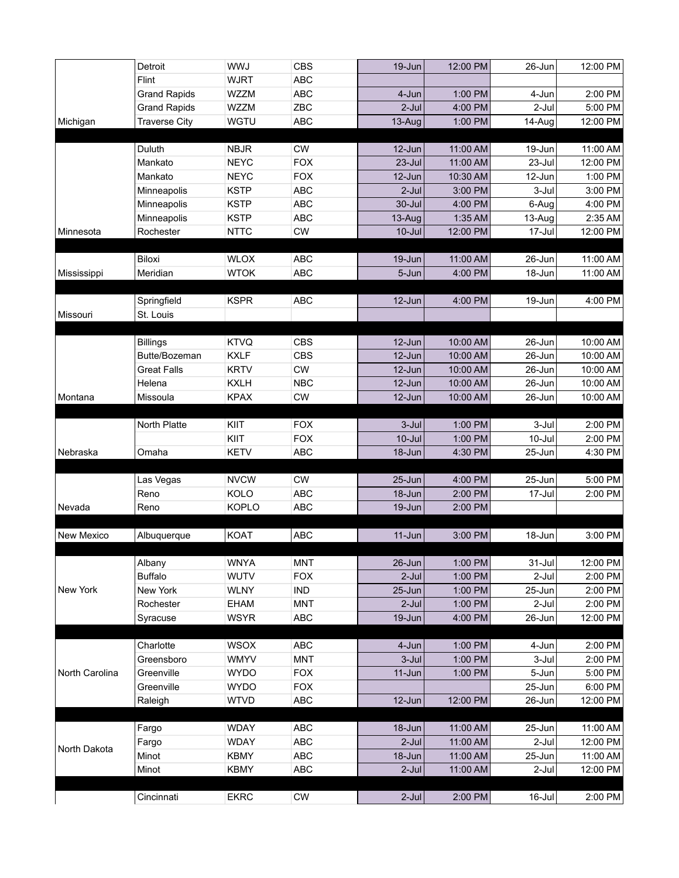| | | | | | | | |
|---|---|---|---|---|---|---|---|
| | Detroit | WWJ | CBS | 19-Jun | 12:00 PM | 26-Jun | 12:00 PM |
| | Flint | WJRT | ABC | | | | |
| | Grand Rapids | WZZM | ABC | 4-Jun | 1:00 PM | 4-Jun | 2:00 PM |
| | Grand Rapids | WZZM | ZBC | 2-Jul | 4:00 PM | 2-Jul | 5:00 PM |
| Michigan | Traverse City | WGTU | ABC | 13-Aug | 1:00 PM | 14-Aug | 12:00 PM |
| | | | | | | | |
| | Duluth | NBJR | CW | 12-Jun | 11:00 AM | 19-Jun | 11:00 AM |
| | Mankato | NEYC | FOX | 23-Jul | 11:00 AM | 23-Jul | 12:00 PM |
| | Mankato | NEYC | FOX | 12-Jun | 10:30 AM | 12-Jun | 1:00 PM |
| | Minneapolis | KSTP | ABC | 2-Jul | 3:00 PM | 3-Jul | 3:00 PM |
| | Minneapolis | KSTP | ABC | 30-Jul | 4:00 PM | 6-Aug | 4:00 PM |
| | Minneapolis | KSTP | ABC | 13-Aug | 1:35 AM | 13-Aug | 2:35 AM |
| Minnesota | Rochester | NTTC | CW | 10-Jul | 12:00 PM | 17-Jul | 12:00 PM |
| | | | | | | | |
| | Biloxi | WLOX | ABC | 19-Jun | 11:00 AM | 26-Jun | 11:00 AM |
| Mississippi | Meridian | WTOK | ABC | 5-Jun | 4:00 PM | 18-Jun | 11:00 AM |
| | | | | | | | |
| | Springfield | KSPR | ABC | 12-Jun | 4:00 PM | 19-Jun | 4:00 PM |
| Missouri | St. Louis | | | | | | |
| | | | | | | | |
| | Billings | KTVQ | CBS | 12-Jun | 10:00 AM | 26-Jun | 10:00 AM |
| | Butte/Bozeman | KXLF | CBS | 12-Jun | 10:00 AM | 26-Jun | 10:00 AM |
| | Great Falls | KRTV | CW | 12-Jun | 10:00 AM | 26-Jun | 10:00 AM |
| | Helena | KXLH | NBC | 12-Jun | 10:00 AM | 26-Jun | 10:00 AM |
| Montana | Missoula | KPAX | CW | 12-Jun | 10:00 AM | 26-Jun | 10:00 AM |
| | | | | | | | |
| | North Platte | KIIT | FOX | 3-Jul | 1:00 PM | 3-Jul | 2:00 PM |
| | | KIIT | FOX | 10-Jul | 1:00 PM | 10-Jul | 2:00 PM |
| Nebraska | Omaha | KETV | ABC | 18-Jun | 4:30 PM | 25-Jun | 4:30 PM |
| | | | | | | | |
| | Las Vegas | NVCW | CW | 25-Jun | 4:00 PM | 25-Jun | 5:00 PM |
| | Reno | KOLO | ABC | 18-Jun | 2:00 PM | 17-Jul | 2:00 PM |
| Nevada | Reno | KOPLO | ABC | 19-Jun | 2:00 PM | | |
| | | | | | | | |
| New Mexico | Albuquerque | KOAT | ABC | 11-Jun | 3:00 PM | 18-Jun | 3:00 PM |
| | | | | | | | |
| | Albany | WNYA | MNT | 26-Jun | 1:00 PM | 31-Jul | 12:00 PM |
| | Buffalo | WUTV | FOX | 2-Jul | 1:00 PM | 2-Jul | 2:00 PM |
| New York | New York | WLNY | IND | 25-Jun | 1:00 PM | 25-Jun | 2:00 PM |
| | Rochester | EHAM | MNT | 2-Jul | 1:00 PM | 2-Jul | 2:00 PM |
| | Syracuse | WSYR | ABC | 19-Jun | 4:00 PM | 26-Jun | 12:00 PM |
| | | | | | | | |
| | Charlotte | WSOX | ABC | 4-Jun | 1:00 PM | 4-Jun | 2:00 PM |
| | Greensboro | WMYV | MNT | 3-Jul | 1:00 PM | 3-Jul | 2:00 PM |
| North Carolina | Greenville | WYDO | FOX | 11-Jun | 1:00 PM | 5-Jun | 5:00 PM |
| | Greenville | WYDO | FOX | | | 25-Jun | 6:00 PM |
| | Raleigh | WTVD | ABC | 12-Jun | 12:00 PM | 26-Jun | 12:00 PM |
| | | | | | | | |
| | Fargo | WDAY | ABC | 18-Jun | 11:00 AM | 25-Jun | 11:00 AM |
| North Dakota | Fargo | WDAY | ABC | 2-Jul | 11:00 AM | 2-Jul | 12:00 PM |
| | Minot | KBMY | ABC | 18-Jun | 11:00 AM | 25-Jun | 11:00 AM |
| | Minot | KBMY | ABC | 2-Jul | 11:00 AM | 2-Jul | 12:00 PM |
| | | | | | | | |
| | Cincinnati | EKRC | CW | 2-Jul | 2:00 PM | 16-Jul | 2:00 PM |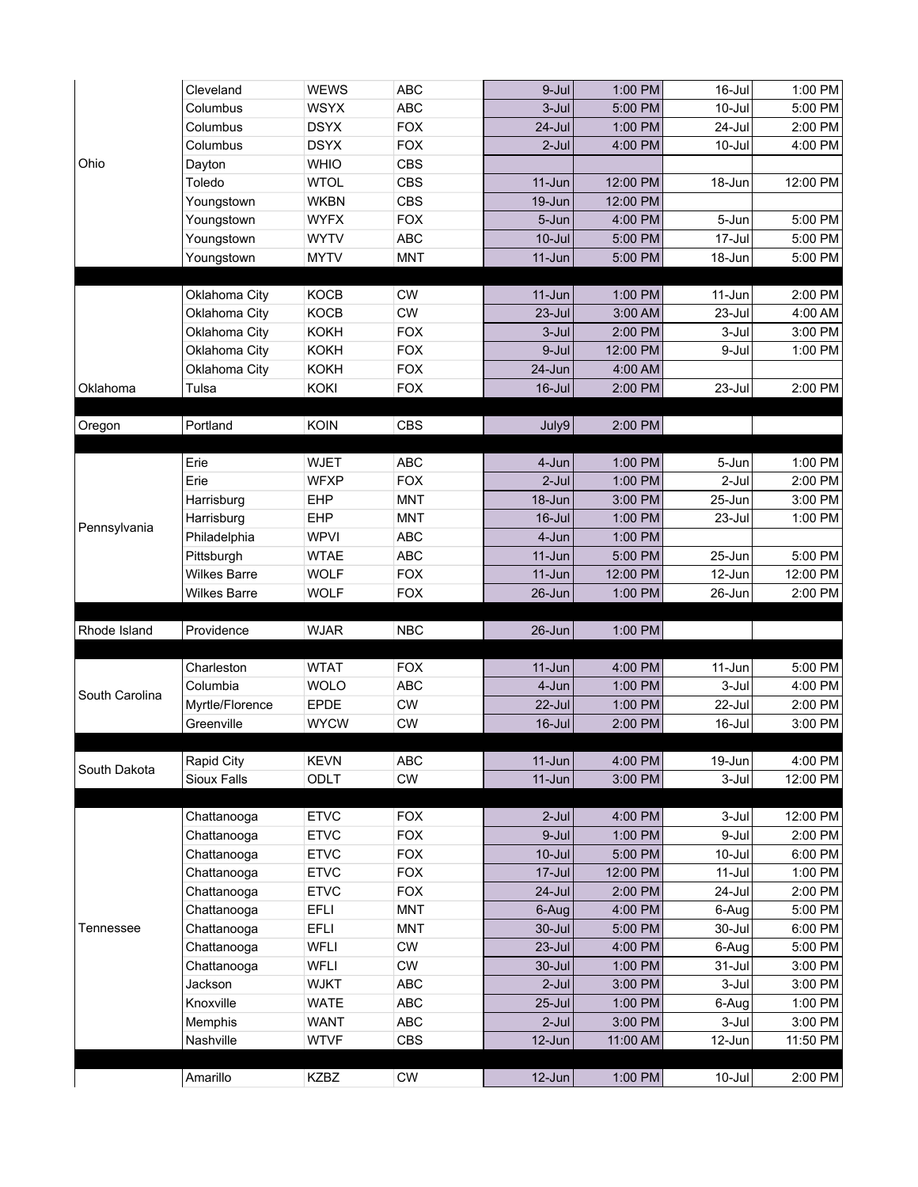| | | | | | | | |
|---|---|---|---|---|---|---|---|
| Ohio | Cleveland | WEWS | ABC | 9-Jul | 1:00 PM | 16-Jul | 1:00 PM |
| | Columbus | WSYX | ABC | 3-Jul | 5:00 PM | 10-Jul | 5:00 PM |
| | Columbus | DSYX | FOX | 24-Jul | 1:00 PM | 24-Jul | 2:00 PM |
| | Columbus | DSYX | FOX | 2-Jul | 4:00 PM | 10-Jul | 4:00 PM |
| | Dayton | WHIO | CBS | | | | |
| | Toledo | WTOL | CBS | 11-Jun | 12:00 PM | 18-Jun | 12:00 PM |
| | Youngstown | WKBN | CBS | 19-Jun | 12:00 PM | | |
| | Youngstown | WYFX | FOX | 5-Jun | 4:00 PM | 5-Jun | 5:00 PM |
| | Youngstown | WYTV | ABC | 10-Jul | 5:00 PM | 17-Jul | 5:00 PM |
| | Youngstown | MYTV | MNT | 11-Jun | 5:00 PM | 18-Jun | 5:00 PM |
| | | | | | | | |
| Oklahoma | Oklahoma City | KOCB | CW | 11-Jun | 1:00 PM | 11-Jun | 2:00 PM |
| | Oklahoma City | KOCB | CW | 23-Jul | 3:00 AM | 23-Jul | 4:00 AM |
| | Oklahoma City | KOKH | FOX | 3-Jul | 2:00 PM | 3-Jul | 3:00 PM |
| | Oklahoma City | KOKH | FOX | 9-Jul | 12:00 PM | 9-Jul | 1:00 PM |
| | Oklahoma City | KOKH | FOX | 24-Jun | 4:00 AM | | |
| | Tulsa | KOKI | FOX | 16-Jul | 2:00 PM | 23-Jul | 2:00 PM |
| | | | | | | | |
| Oregon | Portland | KOIN | CBS | July9 | 2:00 PM | | |
| | | | | | | | |
| Pennsylvania | Erie | WJET | ABC | 4-Jun | 1:00 PM | 5-Jun | 1:00 PM |
| | Erie | WFXP | FOX | 2-Jul | 1:00 PM | 2-Jul | 2:00 PM |
| | Harrisburg | EHP | MNT | 18-Jun | 3:00 PM | 25-Jun | 3:00 PM |
| | Harrisburg | EHP | MNT | 16-Jul | 1:00 PM | 23-Jul | 1:00 PM |
| | Philadelphia | WPVI | ABC | 4-Jun | 1:00 PM | | |
| | Pittsburgh | WTAE | ABC | 11-Jun | 5:00 PM | 25-Jun | 5:00 PM |
| | Wilkes Barre | WOLF | FOX | 11-Jun | 12:00 PM | 12-Jun | 12:00 PM |
| | Wilkes Barre | WOLF | FOX | 26-Jun | 1:00 PM | 26-Jun | 2:00 PM |
| | | | | | | | |
| Rhode Island | Providence | WJAR | NBC | 26-Jun | 1:00 PM | | |
| | | | | | | | |
| South Carolina | Charleston | WTAT | FOX | 11-Jun | 4:00 PM | 11-Jun | 5:00 PM |
| | Columbia | WOLO | ABC | 4-Jun | 1:00 PM | 3-Jul | 4:00 PM |
| | Myrtle/Florence | EPDE | CW | 22-Jul | 1:00 PM | 22-Jul | 2:00 PM |
| | Greenville | WYCW | CW | 16-Jul | 2:00 PM | 16-Jul | 3:00 PM |
| | | | | | | | |
| South Dakota | Rapid City | KEVN | ABC | 11-Jun | 4:00 PM | 19-Jun | 4:00 PM |
| | Sioux Falls | ODLT | CW | 11-Jun | 3:00 PM | 3-Jul | 12:00 PM |
| | | | | | | | |
| Tennessee | Chattanooga | ETVC | FOX | 2-Jul | 4:00 PM | 3-Jul | 12:00 PM |
| | Chattanooga | ETVC | FOX | 9-Jul | 1:00 PM | 9-Jul | 2:00 PM |
| | Chattanooga | ETVC | FOX | 10-Jul | 5:00 PM | 10-Jul | 6:00 PM |
| | Chattanooga | ETVC | FOX | 17-Jul | 12:00 PM | 11-Jul | 1:00 PM |
| | Chattanooga | ETVC | FOX | 24-Jul | 2:00 PM | 24-Jul | 2:00 PM |
| | Chattanooga | EFLI | MNT | 6-Aug | 4:00 PM | 6-Aug | 5:00 PM |
| | Chattanooga | EFLI | MNT | 30-Jul | 5:00 PM | 30-Jul | 6:00 PM |
| | Chattanooga | WFLI | CW | 23-Jul | 4:00 PM | 6-Aug | 5:00 PM |
| | Chattanooga | WFLI | CW | 30-Jul | 1:00 PM | 31-Jul | 3:00 PM |
| | Jackson | WJKT | ABC | 2-Jul | 3:00 PM | 3-Jul | 3:00 PM |
| | Knoxville | WATE | ABC | 25-Jul | 1:00 PM | 6-Aug | 1:00 PM |
| | Memphis | WANT | ABC | 2-Jul | 3:00 PM | 3-Jul | 3:00 PM |
| | Nashville | WTVF | CBS | 12-Jun | 11:00 AM | 12-Jun | 11:50 PM |
| | | | | | | | |
| | Amarillo | KZBZ | CW | 12-Jun | 1:00 PM | 10-Jul | 2:00 PM |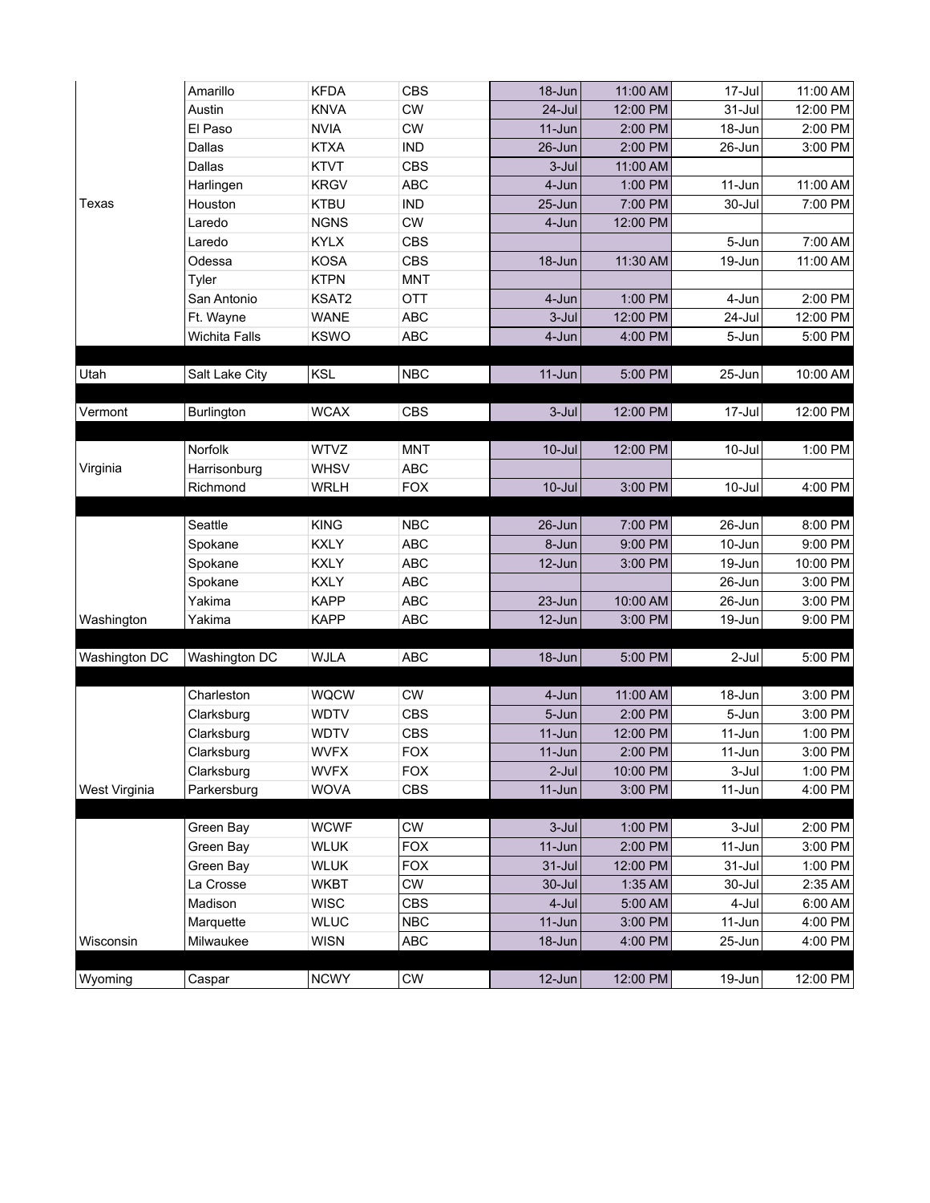| | | | | | | | |
|---|---|---|---|---|---|---|---|
| | Amarillo | KFDA | CBS | 18-Jun | 11:00 AM | 17-Jul | 11:00 AM |
| | Austin | KNVA | CW | 24-Jul | 12:00 PM | 31-Jul | 12:00 PM |
| | El Paso | NVIA | CW | 11-Jun | 2:00 PM | 18-Jun | 2:00 PM |
| | Dallas | KTXA | IND | 26-Jun | 2:00 PM | 26-Jun | 3:00 PM |
| | Dallas | KTVT | CBS | 3-Jul | 11:00 AM | | |
| | Harlingen | KRGV | ABC | 4-Jun | 1:00 PM | 11-Jun | 11:00 AM |
| Texas | Houston | KTBU | IND | 25-Jun | 7:00 PM | 30-Jul | 7:00 PM |
| | Laredo | NGNS | CW | 4-Jun | 12:00 PM | | |
| | Laredo | KYLX | CBS | | | 5-Jun | 7:00 AM |
| | Odessa | KOSA | CBS | 18-Jun | 11:30 AM | 19-Jun | 11:00 AM |
| | Tyler | KTPN | MNT | | | | |
| | San Antonio | KSAT2 | OTT | 4-Jun | 1:00 PM | 4-Jun | 2:00 PM |
| | Ft. Wayne | WANE | ABC | 3-Jul | 12:00 PM | 24-Jul | 12:00 PM |
| | Wichita Falls | KSWO | ABC | 4-Jun | 4:00 PM | 5-Jun | 5:00 PM |
| | | | | | | | |
| Utah | Salt Lake City | KSL | NBC | 11-Jun | 5:00 PM | 25-Jun | 10:00 AM |
| | | | | | | | |
| Vermont | Burlington | WCAX | CBS | 3-Jul | 12:00 PM | 17-Jul | 12:00 PM |
| | | | | | | | |
| | Norfolk | WTVZ | MNT | 10-Jul | 12:00 PM | 10-Jul | 1:00 PM |
| Virginia | Harrisonburg | WHSV | ABC | | | | |
| | Richmond | WRLH | FOX | 10-Jul | 3:00 PM | 10-Jul | 4:00 PM |
| | | | | | | | |
| | Seattle | KING | NBC | 26-Jun | 7:00 PM | 26-Jun | 8:00 PM |
| | Spokane | KXLY | ABC | 8-Jun | 9:00 PM | 10-Jun | 9:00 PM |
| | Spokane | KXLY | ABC | 12-Jun | 3:00 PM | 19-Jun | 10:00 PM |
| | Spokane | KXLY | ABC | | | 26-Jun | 3:00 PM |
| | Yakima | KAPP | ABC | 23-Jun | 10:00 AM | 26-Jun | 3:00 PM |
| Washington | Yakima | KAPP | ABC | 12-Jun | 3:00 PM | 19-Jun | 9:00 PM |
| | | | | | | | |
| Washington DC | Washington DC | WJLA | ABC | 18-Jun | 5:00 PM | 2-Jul | 5:00 PM |
| | | | | | | | |
| | Charleston | WQCW | CW | 4-Jun | 11:00 AM | 18-Jun | 3:00 PM |
| | Clarksburg | WDTV | CBS | 5-Jun | 2:00 PM | 5-Jun | 3:00 PM |
| | Clarksburg | WDTV | CBS | 11-Jun | 12:00 PM | 11-Jun | 1:00 PM |
| | Clarksburg | WVFX | FOX | 11-Jun | 2:00 PM | 11-Jun | 3:00 PM |
| | Clarksburg | WVFX | FOX | 2-Jul | 10:00 PM | 3-Jul | 1:00 PM |
| West Virginia | Parkersburg | WOVA | CBS | 11-Jun | 3:00 PM | 11-Jun | 4:00 PM |
| | | | | | | | |
| | Green Bay | WCWF | CW | 3-Jul | 1:00 PM | 3-Jul | 2:00 PM |
| | Green Bay | WLUK | FOX | 11-Jun | 2:00 PM | 11-Jun | 3:00 PM |
| | Green Bay | WLUK | FOX | 31-Jul | 12:00 PM | 31-Jul | 1:00 PM |
| | La Crosse | WKBT | CW | 30-Jul | 1:35 AM | 30-Jul | 2:35 AM |
| | Madison | WISC | CBS | 4-Jul | 5:00 AM | 4-Jul | 6:00 AM |
| | Marquette | WLUC | NBC | 11-Jun | 3:00 PM | 11-Jun | 4:00 PM |
| Wisconsin | Milwaukee | WISN | ABC | 18-Jun | 4:00 PM | 25-Jun | 4:00 PM |
| | | | | | | | |
| Wyoming | Caspar | NCWY | CW | 12-Jun | 12:00 PM | 19-Jun | 12:00 PM |